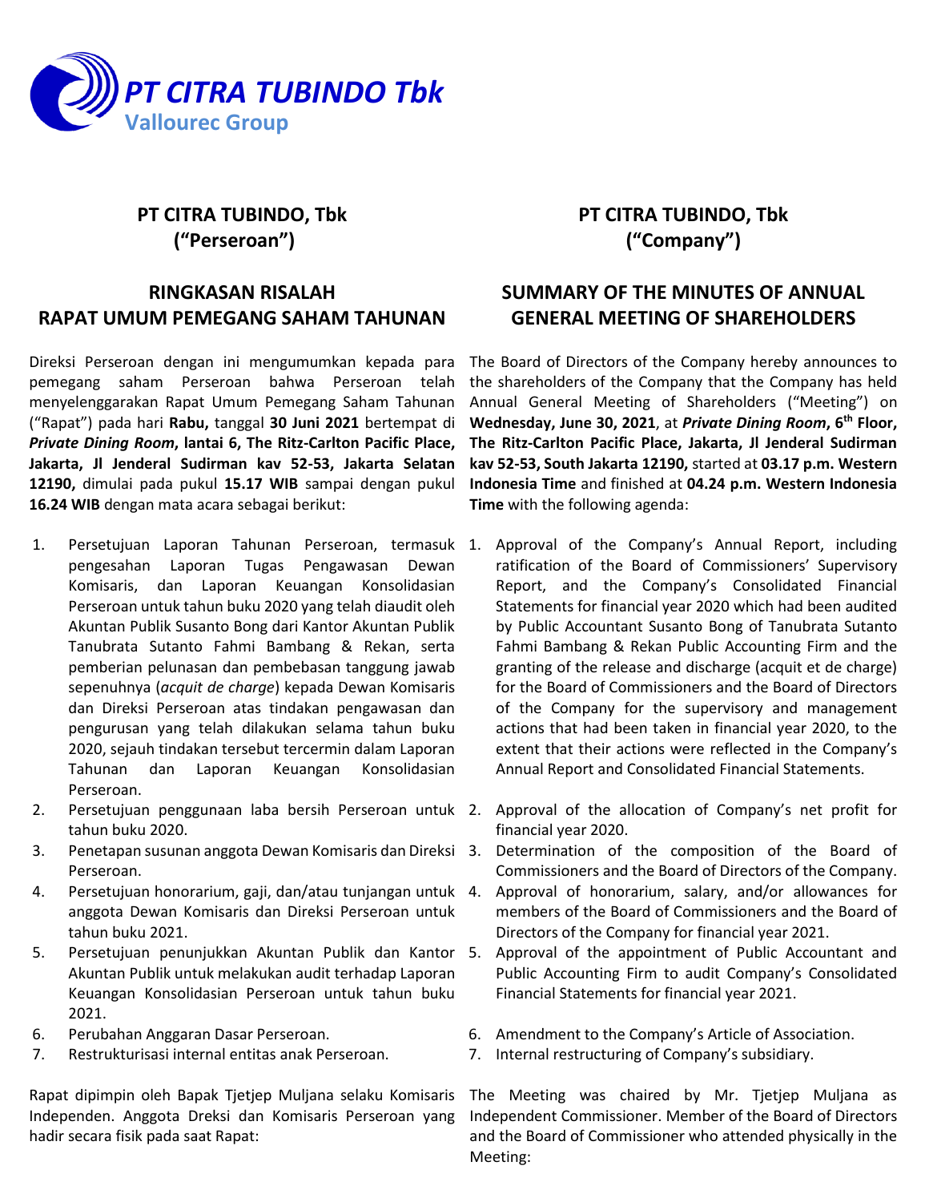**PT CITRA TUBINDO Tbk**
**Vallourec Group**

## PT CITRA TUBINDO, Tbk
## ("Perseroan")

## RINGKASAN RISALAH RAPAT UMUM PEMEGANG SAHAM TAHUNAN

Direksi Perseroan dengan ini mengumumkan kepada para pemegang saham Perseroan bahwa Perseroan telah menyelenggarakan Rapat Umum Pemegang Saham Tahunan ("Rapat") pada hari **Rabu,** tanggal **30 Juni 2021** bertempat di ***Private Dining Room*****, lantai 6, The Ritz-Carlton Pacific Place, Jakarta, Jl Jenderal Sudirman kav 52-53, Jakarta Selatan 12190,** dimulai pada pukul **15.17 WIB** sampai dengan pukul **16.24 WIB** dengan mata acara sebagai berikut:

1. Persetujuan Laporan Tahunan Perseroan, termasuk pengesahan Laporan Tugas Pengawasan Dewan Komisaris, dan Laporan Keuangan Konsolidasian Perseroan untuk tahun buku 2020 yang telah diaudit oleh Akuntan Publik Susanto Bong dari Kantor Akuntan Publik Tanubrata Sutanto Fahmi Bambang & Rekan, serta pemberian pelunasan dan pembebasan tanggung jawab sepenuhnya (*acquit de charge*) kepada Dewan Komisaris dan Direksi Perseroan atas tindakan pengawasan dan pengurusan yang telah dilakukan selama tahun buku 2020, sejauh tindakan tersebut tercermin dalam Laporan Tahunan dan Laporan Keuangan Konsolidasian Perseroan.
2. Persetujuan penggunaan laba bersih Perseroan untuk tahun buku 2020.
3. Penetapan susunan anggota Dewan Komisaris dan Direksi Perseroan.
4. Persetujuan honorarium, gaji, dan/atau tunjangan untuk anggota Dewan Komisaris dan Direksi Perseroan untuk tahun buku 2021.
5. Persetujuan penunjukkan Akuntan Publik dan Kantor Akuntan Publik untuk melakukan audit terhadap Laporan Keuangan Konsolidasian Perseroan untuk tahun buku 2021.
6. Perubahan Anggaran Dasar Perseroan.
7. Restrukturisasi internal entitas anak Perseroan.

Rapat dipimpin oleh Bapak Tjetjep Muljana selaku Komisaris Independen. Anggota Dreksi dan Komisaris Perseroan yang hadir secara fisik pada saat Rapat:

## PT CITRA TUBINDO, Tbk
## ("Company")

## SUMMARY OF THE MINUTES OF ANNUAL GENERAL MEETING OF SHAREHOLDERS

The Board of Directors of the Company hereby announces to the shareholders of the Company that the Company has held Annual General Meeting of Shareholders ("Meeting") on **Wednesday, June 30, 2021**, at ***Private Dining Room*****, 6th Floor, The Ritz-Carlton Pacific Place, Jakarta, Jl Jenderal Sudirman kav 52-53, South Jakarta 12190,** started at **03.17 p.m. Western Indonesia Time** and finished at **04.24 p.m. Western Indonesia Time** with the following agenda:

1. Approval of the Company's Annual Report, including ratification of the Board of Commissioners' Supervisory Report, and the Company's Consolidated Financial Statements for financial year 2020 which had been audited by Public Accountant Susanto Bong of Tanubrata Sutanto Fahmi Bambang & Rekan Public Accounting Firm and the granting of the release and discharge (acquit et de charge) for the Board of Commissioners and the Board of Directors of the Company for the supervisory and management actions that had been taken in financial year 2020, to the extent that their actions were reflected in the Company's Annual Report and Consolidated Financial Statements.
2. Approval of the allocation of Company's net profit for financial year 2020.
3. Determination of the composition of the Board of Commissioners and the Board of Directors of the Company.
4. Approval of honorarium, salary, and/or allowances for members of the Board of Commissioners and the Board of Directors of the Company for financial year 2021.
5. Approval of the appointment of Public Accountant and Public Accounting Firm to audit Company's Consolidated Financial Statements for financial year 2021.
6. Amendment to the Company's Article of Association.
7. Internal restructuring of Company's subsidiary.

The Meeting was chaired by Mr. Tjetjep Muljana as Independent Commissioner. Member of the Board of Directors and the Board of Commissioner who attended physically in the Meeting: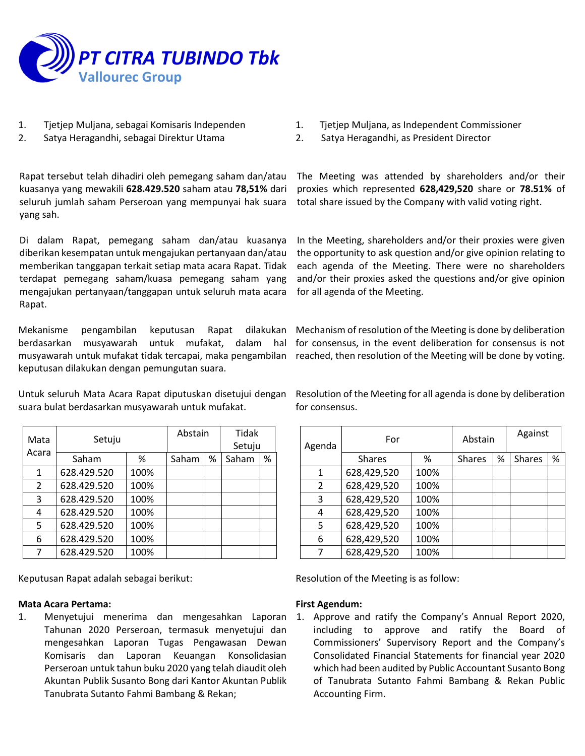# PT CITRA TUBINDO Tbk
Vallourec Group

1. Tjetjep Muljana, sebagai Komisaris Independen
2. Satya Heragandhi, sebagai Direktur Utama

1. Tjetjep Muljana, as Independent Commissioner
2. Satya Heragandhi, as President Director

Rapat tersebut telah dihadiri oleh pemegang saham dan/atau kuasanya yang mewakili **628.429.520** saham atau **78,51%** dari seluruh jumlah saham Perseroan yang mempunyai hak suara yang sah.

The Meeting was attended by shareholders and/or their proxies which represented **628,429,520** share or **78.51%** of total share issued by the Company with valid voting right.

Di dalam Rapat, pemegang saham dan/atau kuasanya diberikan kesempatan untuk mengajukan pertanyaan dan/atau memberikan tanggapan terkait setiap mata acara Rapat. Tidak terdapat pemegang saham/kuasa pemegang saham yang mengajukan pertanyaan/tanggapan untuk seluruh mata acara Rapat.

In the Meeting, shareholders and/or their proxies were given the opportunity to ask question and/or give opinion relating to each agenda of the Meeting. There were no shareholders and/or their proxies asked the questions and/or give opinion for all agenda of the Meeting.

Mekanisme pengambilan keputusan Rapat dilakukan berdasarkan musyawarah untuk mufakat, dalam hal musyawarah untuk mufakat tidak tercapai, maka pengambilan keputusan dilakukan dengan pemungutan suara.

Mechanism of resolution of the Meeting is done by deliberation for consensus, in the event deliberation for consensus is not reached, then resolution of the Meeting will be done by voting.

Untuk seluruh Mata Acara Rapat diputuskan disetujui dengan suara bulat berdasarkan musyawarah untuk mufakat.

Resolution of the Meeting for all agenda is done by deliberation for consensus.

| Mata Acara | Setuju | | Abstain | | Tidak Setuju | |
|---|---|---|---|---|---|---|
| | Saham | % | Saham | % | Saham | % |
| 1 | 628.429.520 | 100% | | | | |
| 2 | 628.429.520 | 100% | | | | |
| 3 | 628.429.520 | 100% | | | | |
| 4 | 628.429.520 | 100% | | | | |
| 5 | 628.429.520 | 100% | | | | |
| 6 | 628.429.520 | 100% | | | | |
| 7 | 628.429.520 | 100% | | | | |

| Agenda | For | | Abstain | | Against | |
|---|---|---|---|---|---|---|
| | Shares | % | Shares | % | Shares | % |
| 1 | 628,429,520 | 100% | | | | |
| 2 | 628,429,520 | 100% | | | | |
| 3 | 628,429,520 | 100% | | | | |
| 4 | 628,429,520 | 100% | | | | |
| 5 | 628,429,520 | 100% | | | | |
| 6 | 628,429,520 | 100% | | | | |
| 7 | 628,429,520 | 100% | | | | |

Keputusan Rapat adalah sebagai berikut:

Resolution of the Meeting is as follow:

**Mata Acara Pertama:**

1. Menyetujui menerima dan mengesahkan Laporan Tahunan 2020 Perseroan, termasuk menyetujui dan mengesahkan Laporan Tugas Pengawasan Dewan Komisaris dan Laporan Keuangan Konsolidasian Perseroan untuk tahun buku 2020 yang telah diaudit oleh Akuntan Publik Susanto Bong dari Kantor Akuntan Publik Tanubrata Sutanto Fahmi Bambang & Rekan;

**First Agendum:**

1. Approve and ratify the Company's Annual Report 2020, including to approve and ratify the Board of Commissioners' Supervisory Report and the Company's Consolidated Financial Statements for financial year 2020 which had been audited by Public Accountant Susanto Bong of Tanubrata Sutanto Fahmi Bambang & Rekan Public Accounting Firm.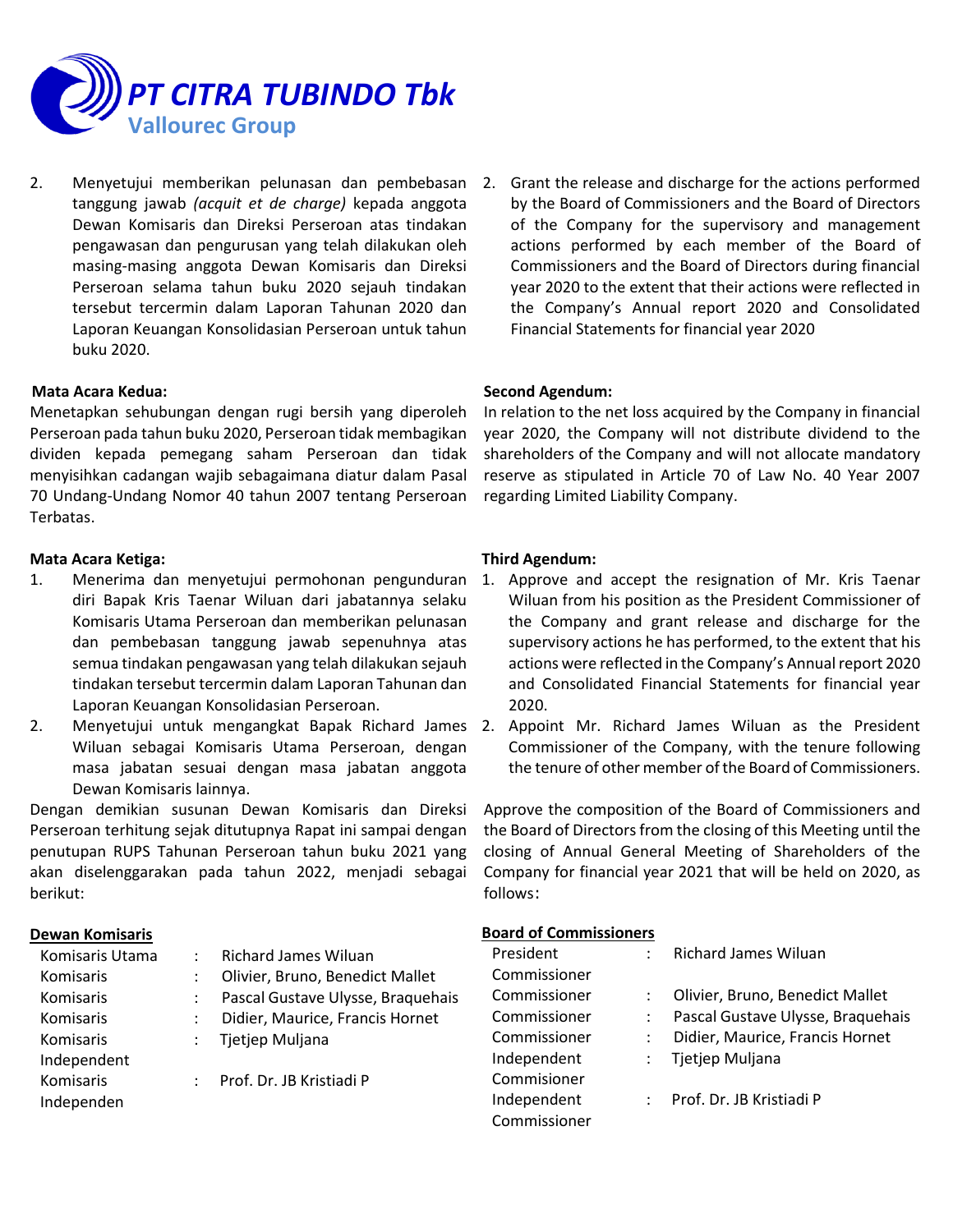**PT CITRA TUBINDO Tbk**
**Vallourec Group**

2. Menyetujui memberikan pelunasan dan pembebasan tanggung jawab *(acquit et de charge)* kepada anggota Dewan Komisaris dan Direksi Perseroan atas tindakan pengawasan dan pengurusan yang telah dilakukan oleh masing-masing anggota Dewan Komisaris dan Direksi Perseroan selama tahun buku 2020 sejauh tindakan tersebut tercermin dalam Laporan Tahunan 2020 dan Laporan Keuangan Konsolidasian Perseroan untuk tahun buku 2020.

2. Grant the release and discharge for the actions performed by the Board of Commissioners and the Board of Directors of the Company for the supervisory and management actions performed by each member of the Board of Commissioners and the Board of Directors during financial year 2020 to the extent that their actions were reflected in the Company's Annual report 2020 and Consolidated Financial Statements for financial year 2020

**Mata Acara Kedua:**

Menetapkan sehubungan dengan rugi bersih yang diperoleh Perseroan pada tahun buku 2020, Perseroan tidak membagikan dividen kepada pemegang saham Perseroan dan tidak menyisihkan cadangan wajib sebagaimana diatur dalam Pasal 70 Undang-Undang Nomor 40 tahun 2007 tentang Perseroan Terbatas.

**Second Agendum:**

In relation to the net loss acquired by the Company in financial year 2020, the Company will not distribute dividend to the shareholders of the Company and will not allocate mandatory reserve as stipulated in Article 70 of Law No. 40 Year 2007 regarding Limited Liability Company.

**Mata Acara Ketiga:**

1. Menerima dan menyetujui permohonan pengunduran diri Bapak Kris Taenar Wiluan dari jabatannya selaku Komisaris Utama Perseroan dan memberikan pelunasan dan pembebasan tanggung jawab sepenuhnya atas semua tindakan pengawasan yang telah dilakukan sejauh tindakan tersebut tercermin dalam Laporan Tahunan dan Laporan Keuangan Konsolidasian Perseroan.
2. Menyetujui untuk mengangkat Bapak Richard James Wiluan sebagai Komisaris Utama Perseroan, dengan masa jabatan sesuai dengan masa jabatan anggota Dewan Komisaris lainnya.

Dengan demikian susunan Dewan Komisaris dan Direksi Perseroan terhitung sejak ditutupnya Rapat ini sampai dengan penutupan RUPS Tahunan Perseroan tahun buku 2021 yang akan diselenggarakan pada tahun 2022, menjadi sebagai berikut:

**Dewan Komisaris**

| | | |
|---|---|---|
| Komisaris Utama | : | Richard James Wiluan |
| Komisaris | : | Olivier, Bruno, Benedict Mallet |
| Komisaris | : | Pascal Gustave Ulysse, Braquehais |
| Komisaris | : | Didier, Maurice, Francis Hornet |
| Komisaris Independent | : | Tjetjep Muljana |
| Komisaris Independen | : | Prof. Dr. JB Kristiadi P |

**Third Agendum:**

1. Approve and accept the resignation of Mr. Kris Taenar Wiluan from his position as the President Commissioner of the Company and grant release and discharge for the supervisory actions he has performed, to the extent that his actions were reflected in the Company's Annual report 2020 and Consolidated Financial Statements for financial year 2020.
2. Appoint Mr. Richard James Wiluan as the President Commissioner of the Company, with the tenure following the tenure of other member of the Board of Commissioners.

Approve the composition of the Board of Commissioners and the Board of Directors from the closing of this Meeting until the closing of Annual General Meeting of Shareholders of the Company for financial year 2021 that will be held on 2020, as follows:

**Board of Commissioners**

| | | |
|---|---|---|
| President Commissioner | : | Richard James Wiluan |
| Commissioner | : | Olivier, Bruno, Benedict Mallet |
| Commissioner | : | Pascal Gustave Ulysse, Braquehais |
| Commissioner | : | Didier, Maurice, Francis Hornet |
| Independent Commisioner | : | Tjetjep Muljana |
| Independent Commissioner | : | Prof. Dr. JB Kristiadi P |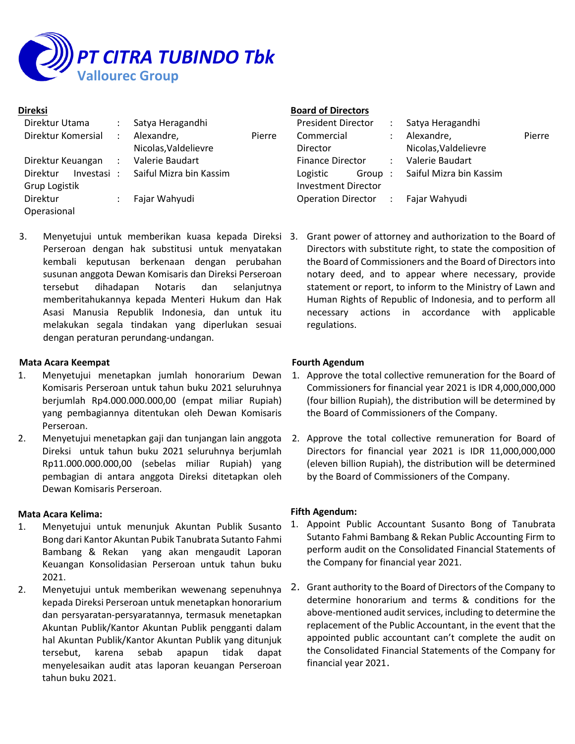**PT CITRA TUBINDO Tbk**
**Vallourec Group**

**Direksi**

| | | |
|---|---|---|
| Direktur Utama | : | Satya Heragandhi |
| Direktur Komersial | : | Alexandre, Pierre Nicolas,Valdelievre |
| Direktur Keuangan | : | Valerie Baudart |
| Direktur Investasi Grup Logistik | : | Saiful Mizra bin Kassim |
| Direktur Operasional | : | Fajar Wahyudi |

3. Menyetujui untuk memberikan kuasa kepada Direksi Perseroan dengan hak substitusi untuk menyatakan kembali keputusan berkenaan dengan perubahan susunan anggota Dewan Komisaris dan Direksi Perseroan tersebut dihadapan Notaris dan selanjutnya memberitahukannya kepada Menteri Hukum dan Hak Asasi Manusia Republik Indonesia, dan untuk itu melakukan segala tindakan yang diperlukan sesuai dengan peraturan perundang-undangan.

**Mata Acara Keempat**

1. Menyetujui menetapkan jumlah honorarium Dewan Komisaris Perseroan untuk tahun buku 2021 seluruhnya berjumlah Rp4.000.000.000,00 (empat miliar Rupiah) yang pembagiannya ditentukan oleh Dewan Komisaris Perseroan.
2. Menyetujui menetapkan gaji dan tunjangan lain anggota Direksi untuk tahun buku 2021 seluruhnya berjumlah Rp11.000.000.000,00 (sebelas miliar Rupiah) yang pembagian di antara anggota Direksi ditetapkan oleh Dewan Komisaris Perseroan.

**Mata Acara Kelima:**

1. Menyetujui untuk menunjuk Akuntan Publik Susanto Bong dari Kantor Akuntan Pubik Tanubrata Sutanto Fahmi Bambang & Rekan yang akan mengaudit Laporan Keuangan Konsolidasian Perseroan untuk tahun buku 2021.
2. Menyetujui untuk memberikan wewenang sepenuhnya kepada Direksi Perseroan untuk menetapkan honorarium dan persyaratan-persyaratannya, termasuk menetapkan Akuntan Publik/Kantor Akuntan Publik pengganti dalam hal Akuntan Publik/Kantor Akuntan Publik yang ditunjuk tersebut, karena sebab apapun tidak dapat menyelesaikan audit atas laporan keuangan Perseroan tahun buku 2021.

**Board of Directors**

| | | |
|---|---|---|
| President Director | : | Satya Heragandhi |
| Commercial Director | : | Alexandre, Pierre Nicolas,Valdelievre |
| Finance Director | : | Valerie Baudart |
| Logistic Group Investment Director | : | Saiful Mizra bin Kassim |
| Operation Director | : | Fajar Wahyudi |

3. Grant power of attorney and authorization to the Board of Directors with substitute right, to state the composition of the Board of Commissioners and the Board of Directors into notary deed, and to appear where necessary, provide statement or report, to inform to the Ministry of Lawn and Human Rights of Republic of Indonesia, and to perform all necessary actions in accordance with applicable regulations.

**Fourth Agendum**

1. Approve the total collective remuneration for the Board of Commissioners for financial year 2021 is IDR 4,000,000,000 (four billion Rupiah), the distribution will be determined by the Board of Commissioners of the Company.
2. Approve the total collective remuneration for Board of Directors for financial year 2021 is IDR 11,000,000,000 (eleven billion Rupiah), the distribution will be determined by the Board of Commissioners of the Company.

**Fifth Agendum:**

1. Appoint Public Accountant Susanto Bong of Tanubrata Sutanto Fahmi Bambang & Rekan Public Accounting Firm to perform audit on the Consolidated Financial Statements of the Company for financial year 2021.
2. Grant authority to the Board of Directors of the Company to determine honorarium and terms & conditions for the above-mentioned audit services, including to determine the replacement of the Public Accountant, in the event that the appointed public accountant can't complete the audit on the Consolidated Financial Statements of the Company for financial year 2021.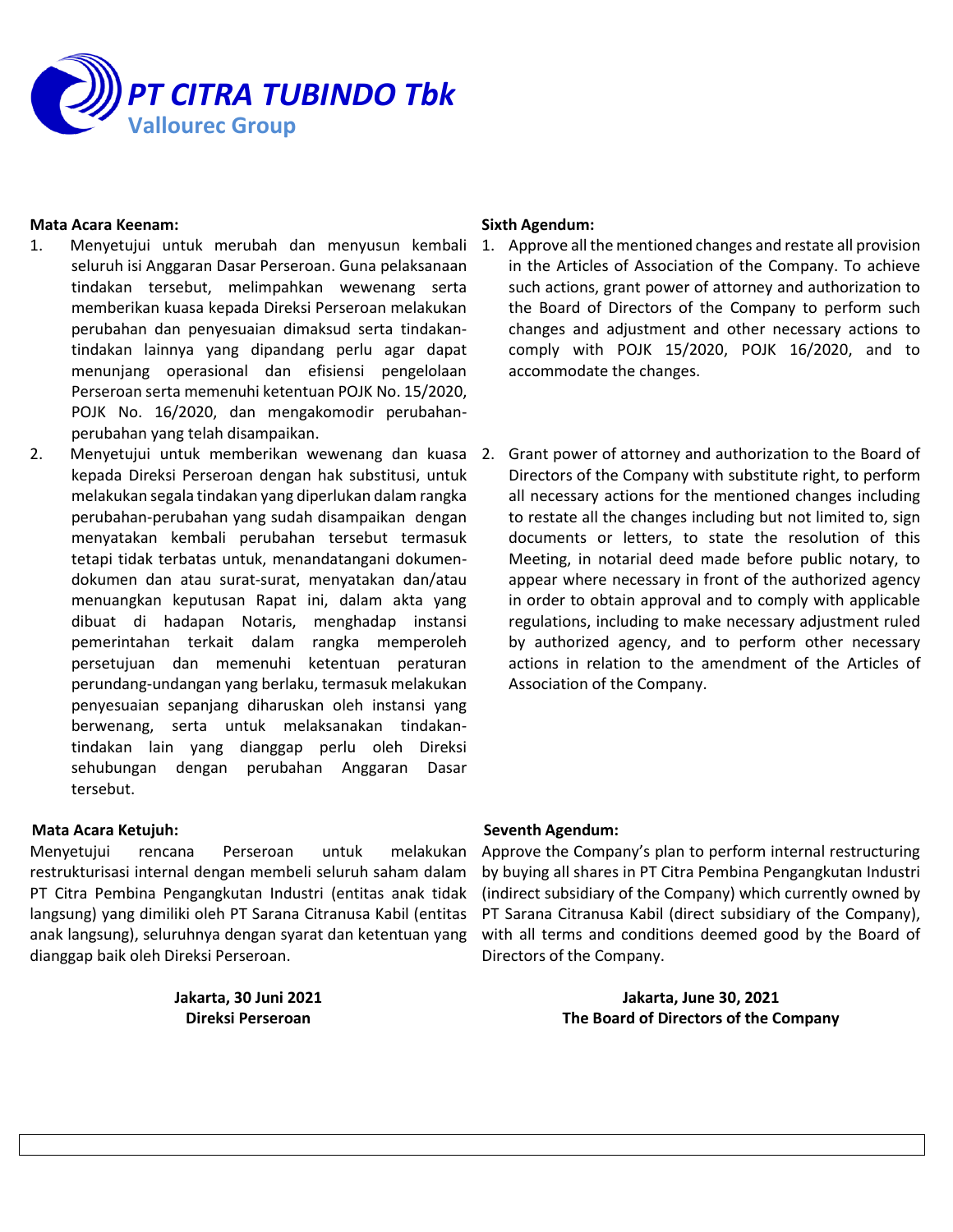**PT CITRA TUBINDO Tbk**
**Vallourec Group**

**Mata Acara Keenam:**

1. Menyetujui untuk merubah dan menyusun kembali seluruh isi Anggaran Dasar Perseroan. Guna pelaksanaan tindakan tersebut, melimpahkan wewenang serta memberikan kuasa kepada Direksi Perseroan melakukan perubahan dan penyesuaian dimaksud serta tindakan-tindakan lainnya yang dipandang perlu agar dapat menunjang operasional dan efisiensi pengelolaan Perseroan serta memenuhi ketentuan POJK No. 15/2020, POJK No. 16/2020, dan mengakomodir perubahan-perubahan yang telah disampaikan.
2. Menyetujui untuk memberikan wewenang dan kuasa kepada Direksi Perseroan dengan hak substitusi, untuk melakukan segala tindakan yang diperlukan dalam rangka perubahan-perubahan yang sudah disampaikan dengan menyatakan kembali perubahan tersebut termasuk tetapi tidak terbatas untuk, menandatangani dokumen-dokumen dan atau surat-surat, menyatakan dan/atau menuangkan keputusan Rapat ini, dalam akta yang dibuat di hadapan Notaris, menghadap instansi pemerintahan terkait dalam rangka memperoleh persetujuan dan memenuhi ketentuan peraturan perundang-undangan yang berlaku, termasuk melakukan penyesuaian sepanjang diharuskan oleh instansi yang berwenang, serta untuk melaksanakan tindakan-tindakan lain yang dianggap perlu oleh Direksi sehubungan dengan perubahan Anggaran Dasar tersebut.

**Sixth Agendum:**

1. Approve all the mentioned changes and restate all provision in the Articles of Association of the Company. To achieve such actions, grant power of attorney and authorization to the Board of Directors of the Company to perform such changes and adjustment and other necessary actions to comply with POJK 15/2020, POJK 16/2020, and to accommodate the changes.
2. Grant power of attorney and authorization to the Board of Directors of the Company with substitute right, to perform all necessary actions for the mentioned changes including to restate all the changes including but not limited to, sign documents or letters, to state the resolution of this Meeting, in notarial deed made before public notary, to appear where necessary in front of the authorized agency in order to obtain approval and to comply with applicable regulations, including to make necessary adjustment ruled by authorized agency, and to perform other necessary actions in relation to the amendment of the Articles of Association of the Company.

**Mata Acara Ketujuh:**

Menyetujui rencana Perseroan untuk melakukan restrukturisasi internal dengan membeli seluruh saham dalam PT Citra Pembina Pengangkutan Industri (entitas anak tidak langsung) yang dimiliki oleh PT Sarana Citranusa Kabil (entitas anak langsung), seluruhnya dengan syarat dan ketentuan yang dianggap baik oleh Direksi Perseroan.

**Seventh Agendum:**

Approve the Company's plan to perform internal restructuring by buying all shares in PT Citra Pembina Pengangkutan Industri (indirect subsidiary of the Company) which currently owned by PT Sarana Citranusa Kabil (direct subsidiary of the Company), with all terms and conditions deemed good by the Board of Directors of the Company.

**Jakarta, 30 Juni 2021**
**Direksi Perseroan**

**Jakarta, June 30, 2021**
**The Board of Directors of the Company**